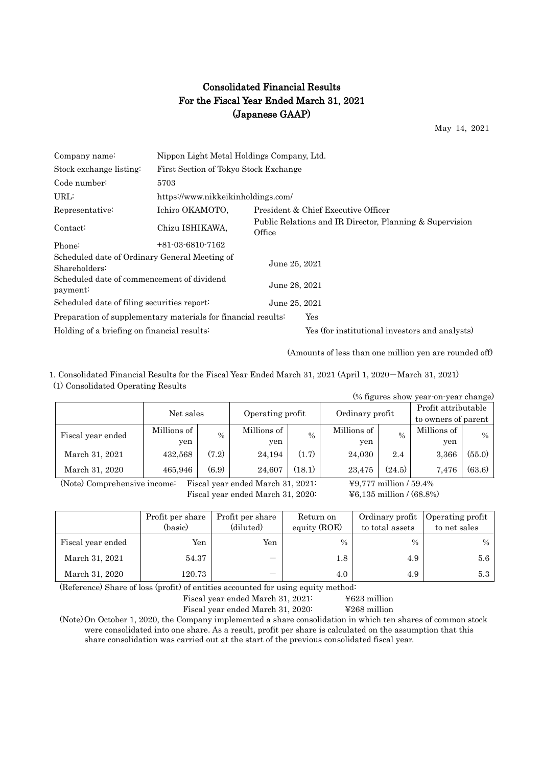# Consolidated Financial Results
# For the Fiscal Year Ended March 31, 2021
# (Japanese GAAP)

May 14, 2021

| | | |
|---|---|---|
| Company name: | Nippon Light Metal Holdings Company, Ltd. | |
| Stock exchange listing: | First Section of Tokyo Stock Exchange | |
| Code number: | 5703 | |
| URL: | https://www.nikkeikinholdings.com/ | |
| Representative: | Ichiro OKAMOTO, | President & Chief Executive Officer |
| Contact: | Chizu ISHIKAWA, | Public Relations and IR Director, Planning & Supervision Office |
| Phone: | +81-03-6810-7162 | |
| Scheduled date of Ordinary General Meeting of Shareholders: | June 25, 2021 | |
| Scheduled date of commencement of dividend payment: | June 28, 2021 | |
| Scheduled date of filing securities report: | June 25, 2021 | |
| Preparation of supplementary materials for financial results: | Yes | |
| Holding of a briefing on financial results: | Yes (for institutional investors and analysts) | |

(Amounts of less than one million yen are rounded off)

1. Consolidated Financial Results for the Fiscal Year Ended March 31, 2021 (April 1, 2020－March 31, 2021)

(1) Consolidated Operating Results

(% figures show year-on-year change)

| | Net sales | | Operating profit | | Ordinary profit | | Profit attributable to owners of parent | |
|---|---|---|---|---|---|---|---|---|
| Fiscal year ended | Millions of yen | % | Millions of yen | % | Millions of yen | % | Millions of yen | % |
| March 31, 2021 | 432,568 | (7.2) | 24,194 | (1.7) | 24,030 | 2.4 | 3,366 | (55.0) |
| March 31, 2020 | 465,946 | (6.9) | 24,607 | (18.1) | 23,475 | (24.5) | 7,476 | (63.6) |

(Note) Comprehensive income: Fiscal year ended March 31, 2021: ¥9,777 million / 59.4%
Fiscal year ended March 31, 2020: ¥6,135 million / (68.8%)

| | Profit per share (basic) | Profit per share (diluted) | Return on equity (ROE) | Ordinary profit to total assets | Operating profit to net sales |
|---|---|---|---|---|---|
| Fiscal year ended | Yen | Yen | % | % | % |
| March 31, 2021 | 54.37 | － | 1.8 | 4.9 | 5.6 |
| March 31, 2020 | 120.73 | － | 4.0 | 4.9 | 5.3 |

(Reference) Share of loss (profit) of entities accounted for using equity method:
Fiscal year ended March 31, 2021: ¥623 million
Fiscal year ended March 31, 2020: ¥268 million

(Note) On October 1, 2020, the Company implemented a share consolidation in which ten shares of common stock were consolidated into one share. As a result, profit per share is calculated on the assumption that this share consolidation was carried out at the start of the previous consolidated fiscal year.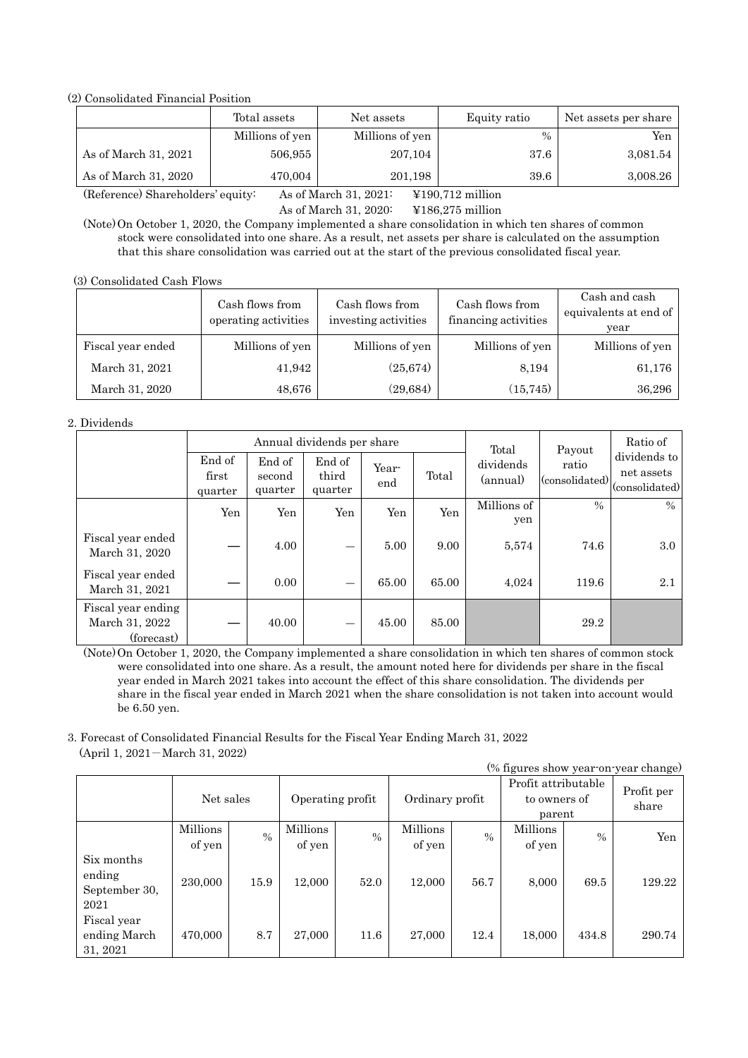(2) Consolidated Financial Position

| | Total assets | Net assets | Equity ratio | Net assets per share |
|---|---|---|---|---|
| | Millions of yen | Millions of yen | % | Yen |
| As of March 31, 2021 | 506,955 | 207,104 | 37.6 | 3,081.54 |
| As of March 31, 2020 | 470,004 | 201,198 | 39.6 | 3,008.26 |

(Reference) Shareholders' equity: As of March 31, 2021: ¥190,712 million
As of March 31, 2020: ¥186,275 million

(Note) On October 1, 2020, the Company implemented a share consolidation in which ten shares of common stock were consolidated into one share. As a result, net assets per share is calculated on the assumption that this share consolidation was carried out at the start of the previous consolidated fiscal year.

(3) Consolidated Cash Flows

| | Cash flows from operating activities | Cash flows from investing activities | Cash flows from financing activities | Cash and cash equivalents at end of year |
|---|---|---|---|---|
| Fiscal year ended | Millions of yen | Millions of yen | Millions of yen | Millions of yen |
| March 31, 2021 | 41,942 | (25,674) | 8,194 | 61,176 |
| March 31, 2020 | 48,676 | (29,684) | (15,745) | 36,296 |

2. Dividends

| | Annual dividends per share | | | | | Total dividends (annual) | Payout ratio (consolidated) | Ratio of dividends to net assets (consolidated) |
|---|---|---|---|---|---|---|---|---|
| | End of first quarter | End of second quarter | End of third quarter | Year-end | Total | | | |
| | Yen | Yen | Yen | Yen | Yen | Millions of yen | % | % |
| Fiscal year ended March 31, 2020 | — | 4.00 | — | 5.00 | 9.00 | 5,574 | 74.6 | 3.0 |
| Fiscal year ended March 31, 2021 | — | 0.00 | — | 65.00 | 65.00 | 4,024 | 119.6 | 2.1 |
| Fiscal year ending March 31, 2022 (forecast) | — | 40.00 | — | 45.00 | 85.00 | | 29.2 | |

(Note) On October 1, 2020, the Company implemented a share consolidation in which ten shares of common stock were consolidated into one share. As a result, the amount noted here for dividends per share in the fiscal year ended in March 2021 takes into account the effect of this share consolidation. The dividends per share in the fiscal year ended in March 2021 when the share consolidation is not taken into account would be 6.50 yen.

3. Forecast of Consolidated Financial Results for the Fiscal Year Ending March 31, 2022
(April 1, 2021－March 31, 2022)

(% figures show year-on-year change)

| | Net sales | | Operating profit | | Ordinary profit | | Profit attributable to owners of parent | | Profit per share |
|---|---|---|---|---|---|---|---|---|---|
| | Millions of yen | % | Millions of yen | % | Millions of yen | % | Millions of yen | % | Yen |
| Six months ending September 30, 2021 | 230,000 | 15.9 | 12,000 | 52.0 | 12,000 | 56.7 | 8,000 | 69.5 | 129.22 |
| Fiscal year ending March 31, 2021 | 470,000 | 8.7 | 27,000 | 11.6 | 27,000 | 12.4 | 18,000 | 434.8 | 290.74 |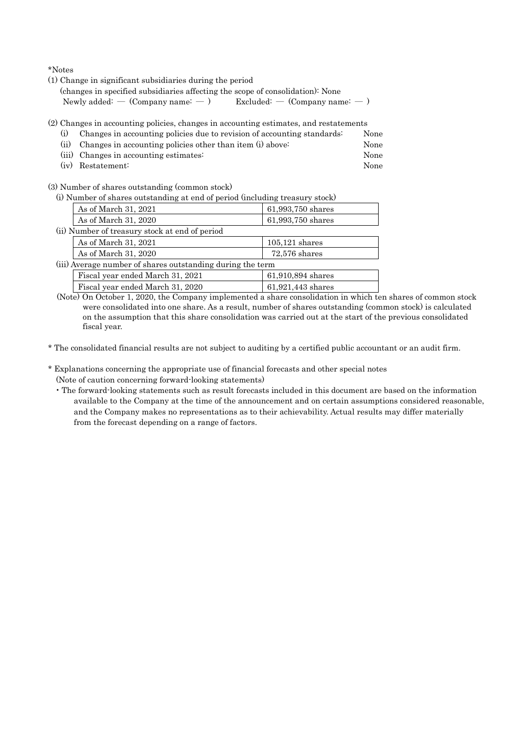*Notes

(1) Change in significant subsidiaries during the period
(changes in specified subsidiaries affecting the scope of consolidation): None
Newly added: — (Company name: — )  Excluded: — (Company name: — )

(2) Changes in accounting policies, changes in accounting estimates, and restatements

| | | |
|---|---|---|
| (i) | Changes in accounting policies due to revision of accounting standards: | None |
| (ii) | Changes in accounting policies other than item (i) above: | None |
| (iii) | Changes in accounting estimates: | None |
| (iv) | Restatement: | None |

(3) Number of shares outstanding (common stock)

(i) Number of shares outstanding at end of period (including treasury stock)

| | |
|---|---|
| As of March 31, 2021 | 61,993,750 shares |
| As of March 31, 2020 | 61,993,750 shares |

(ii) Number of treasury stock at end of period

| | |
|---|---|
| As of March 31, 2021 | 105,121 shares |
| As of March 31, 2020 | 72,576 shares |

(iii) Average number of shares outstanding during the term

| | |
|---|---|
| Fiscal year ended March 31, 2021 | 61,910,894 shares |
| Fiscal year ended March 31, 2020 | 61,921,443 shares |

(Note) On October 1, 2020, the Company implemented a share consolidation in which ten shares of common stock were consolidated into one share. As a result, number of shares outstanding (common stock) is calculated on the assumption that this share consolidation was carried out at the start of the previous consolidated fiscal year.

* The consolidated financial results are not subject to auditing by a certified public accountant or an audit firm.

* Explanations concerning the appropriate use of financial forecasts and other special notes
(Note of caution concerning forward-looking statements)
- The forward-looking statements such as result forecasts included in this document are based on the information available to the Company at the time of the announcement and on certain assumptions considered reasonable, and the Company makes no representations as to their achievability. Actual results may differ materially from the forecast depending on a range of factors.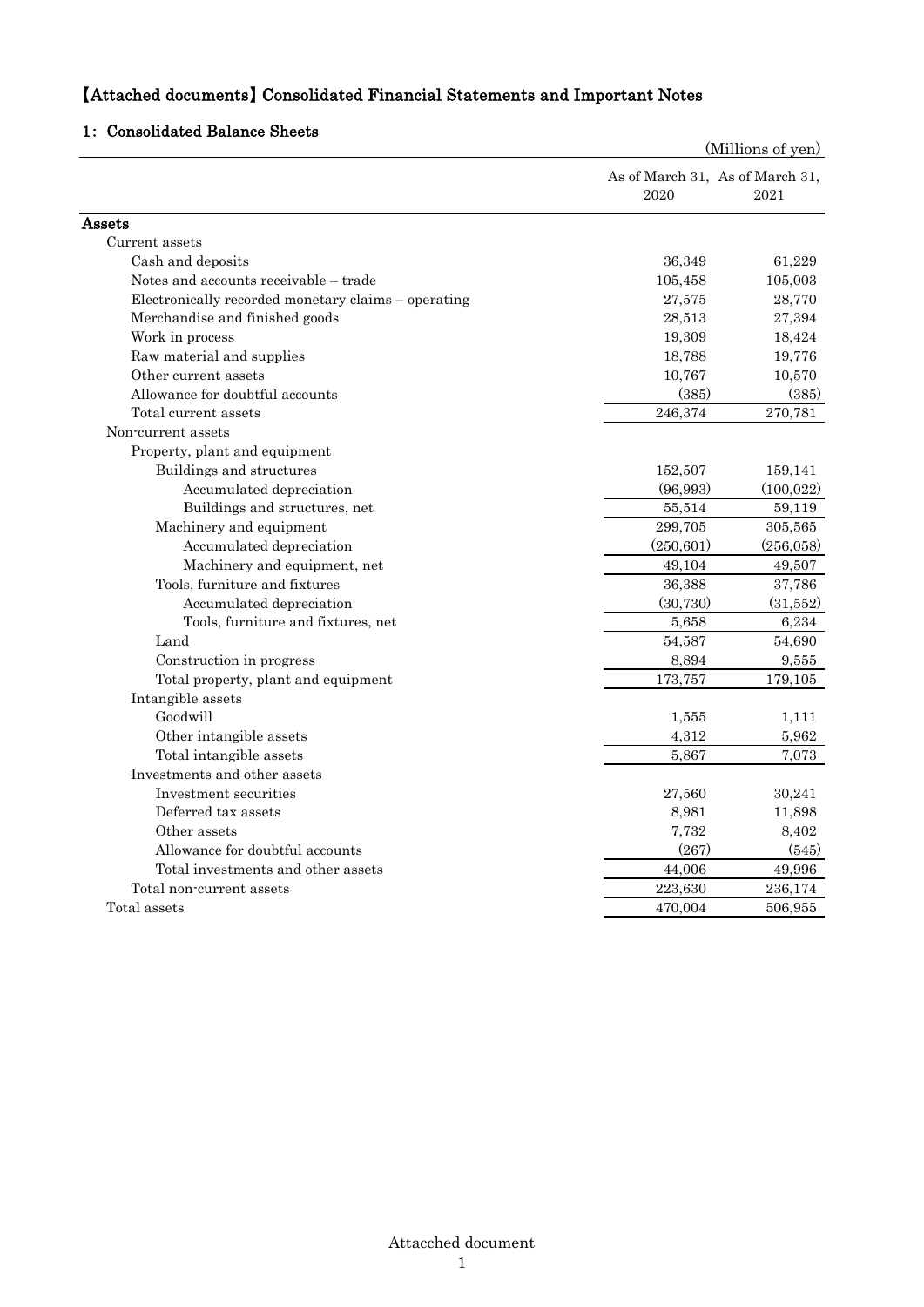# 【Attached documents】 Consolidated Financial Statements and Important Notes

## 1: Consolidated Balance Sheets

(Millions of yen)

| | As of March 31, 2020 | As of March 31, 2021 |
|---|---|---|
| **Assets** | | |
| Current assets | | |
| Cash and deposits | 36,349 | 61,229 |
| Notes and accounts receivable – trade | 105,458 | 105,003 |
| Electronically recorded monetary claims – operating | 27,575 | 28,770 |
| Merchandise and finished goods | 28,513 | 27,394 |
| Work in process | 19,309 | 18,424 |
| Raw material and supplies | 18,788 | 19,776 |
| Other current assets | 10,767 | 10,570 |
| Allowance for doubtful accounts | (385) | (385) |
| Total current assets | 246,374 | 270,781 |
| Non-current assets | | |
| Property, plant and equipment | | |
| Buildings and structures | 152,507 | 159,141 |
| Accumulated depreciation | (96,993) | (100,022) |
| Buildings and structures, net | 55,514 | 59,119 |
| Machinery and equipment | 299,705 | 305,565 |
| Accumulated depreciation | (250,601) | (256,058) |
| Machinery and equipment, net | 49,104 | 49,507 |
| Tools, furniture and fixtures | 36,388 | 37,786 |
| Accumulated depreciation | (30,730) | (31,552) |
| Tools, furniture and fixtures, net | 5,658 | 6,234 |
| Land | 54,587 | 54,690 |
| Construction in progress | 8,894 | 9,555 |
| Total property, plant and equipment | 173,757 | 179,105 |
| Intangible assets | | |
| Goodwill | 1,555 | 1,111 |
| Other intangible assets | 4,312 | 5,962 |
| Total intangible assets | 5,867 | 7,073 |
| Investments and other assets | | |
| Investment securities | 27,560 | 30,241 |
| Deferred tax assets | 8,981 | 11,898 |
| Other assets | 7,732 | 8,402 |
| Allowance for doubtful accounts | (267) | (545) |
| Total investments and other assets | 44,006 | 49,996 |
| Total non-current assets | 223,630 | 236,174 |
| Total assets | 470,004 | 506,955 |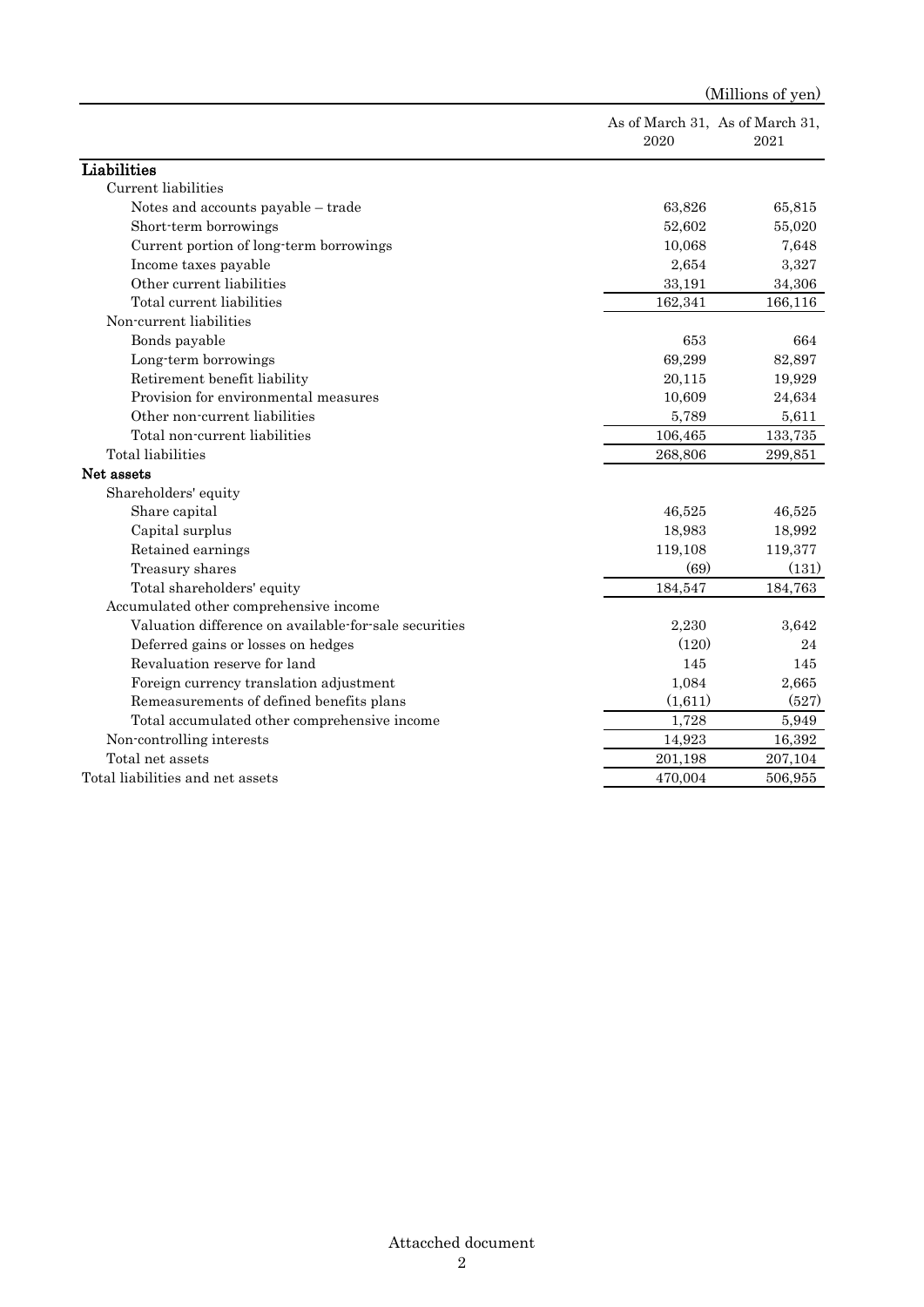(Millions of yen)

| | As of March 31, 2020 | As of March 31, 2021 |
|---|---|---|
| **Liabilities** | | |
| Current liabilities | | |
| Notes and accounts payable – trade | 63,826 | 65,815 |
| Short-term borrowings | 52,602 | 55,020 |
| Current portion of long-term borrowings | 10,068 | 7,648 |
| Income taxes payable | 2,654 | 3,327 |
| Other current liabilities | 33,191 | 34,306 |
| Total current liabilities | 162,341 | 166,116 |
| Non-current liabilities | | |
| Bonds payable | 653 | 664 |
| Long-term borrowings | 69,299 | 82,897 |
| Retirement benefit liability | 20,115 | 19,929 |
| Provision for environmental measures | 10,609 | 24,634 |
| Other non-current liabilities | 5,789 | 5,611 |
| Total non-current liabilities | 106,465 | 133,735 |
| Total liabilities | 268,806 | 299,851 |
| **Net assets** | | |
| Shareholders' equity | | |
| Share capital | 46,525 | 46,525 |
| Capital surplus | 18,983 | 18,992 |
| Retained earnings | 119,108 | 119,377 |
| Treasury shares | (69) | (131) |
| Total shareholders' equity | 184,547 | 184,763 |
| Accumulated other comprehensive income | | |
| Valuation difference on available-for-sale securities | 2,230 | 3,642 |
| Deferred gains or losses on hedges | (120) | 24 |
| Revaluation reserve for land | 145 | 145 |
| Foreign currency translation adjustment | 1,084 | 2,665 |
| Remeasurements of defined benefits plans | (1,611) | (527) |
| Total accumulated other comprehensive income | 1,728 | 5,949 |
| Non-controlling interests | 14,923 | 16,392 |
| Total net assets | 201,198 | 207,104 |
| Total liabilities and net assets | 470,004 | 506,955 |

Attacched document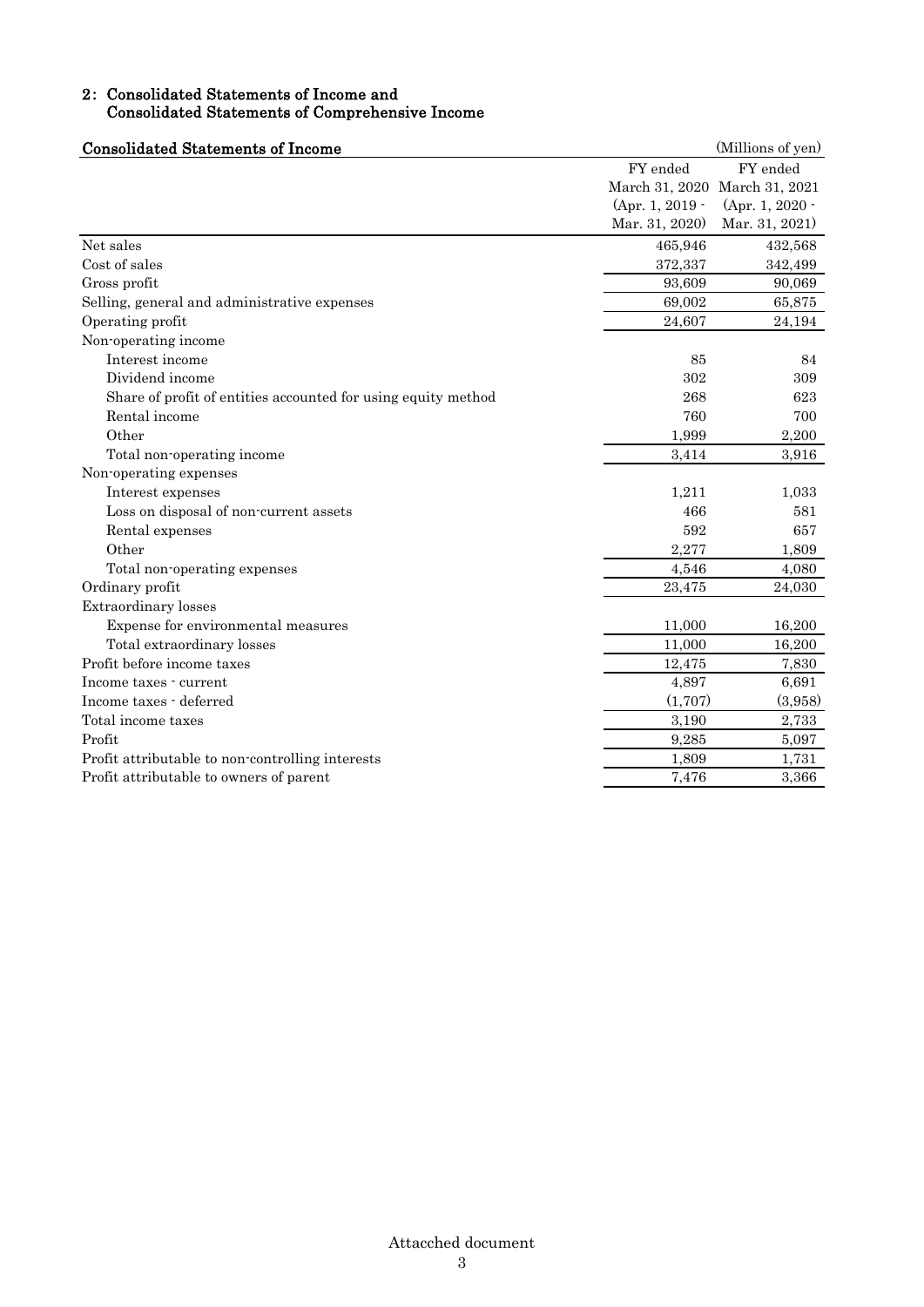## 2: Consolidated Statements of Income and Consolidated Statements of Comprehensive Income

### Consolidated Statements of Income

(Millions of yen)

| | FY ended March 31, 2020 (Apr. 1, 2019 - Mar. 31, 2020) | FY ended March 31, 2021 (Apr. 1, 2020 - Mar. 31, 2021) |
|---|---|---|
| Net sales | 465,946 | 432,568 |
| Cost of sales | 372,337 | 342,499 |
| Gross profit | 93,609 | 90,069 |
| Selling, general and administrative expenses | 69,002 | 65,875 |
| Operating profit | 24,607 | 24,194 |
| Non-operating income | | |
| Interest income | 85 | 84 |
| Dividend income | 302 | 309 |
| Share of profit of entities accounted for using equity method | 268 | 623 |
| Rental income | 760 | 700 |
| Other | 1,999 | 2,200 |
| Total non-operating income | 3,414 | 3,916 |
| Non-operating expenses | | |
| Interest expenses | 1,211 | 1,033 |
| Loss on disposal of non-current assets | 466 | 581 |
| Rental expenses | 592 | 657 |
| Other | 2,277 | 1,809 |
| Total non-operating expenses | 4,546 | 4,080 |
| Ordinary profit | 23,475 | 24,030 |
| Extraordinary losses | | |
| Expense for environmental measures | 11,000 | 16,200 |
| Total extraordinary losses | 11,000 | 16,200 |
| Profit before income taxes | 12,475 | 7,830 |
| Income taxes - current | 4,897 | 6,691 |
| Income taxes - deferred | (1,707) | (3,958) |
| Total income taxes | 3,190 | 2,733 |
| Profit | 9,285 | 5,097 |
| Profit attributable to non-controlling interests | 1,809 | 1,731 |
| Profit attributable to owners of parent | 7,476 | 3,366 |

Attacched document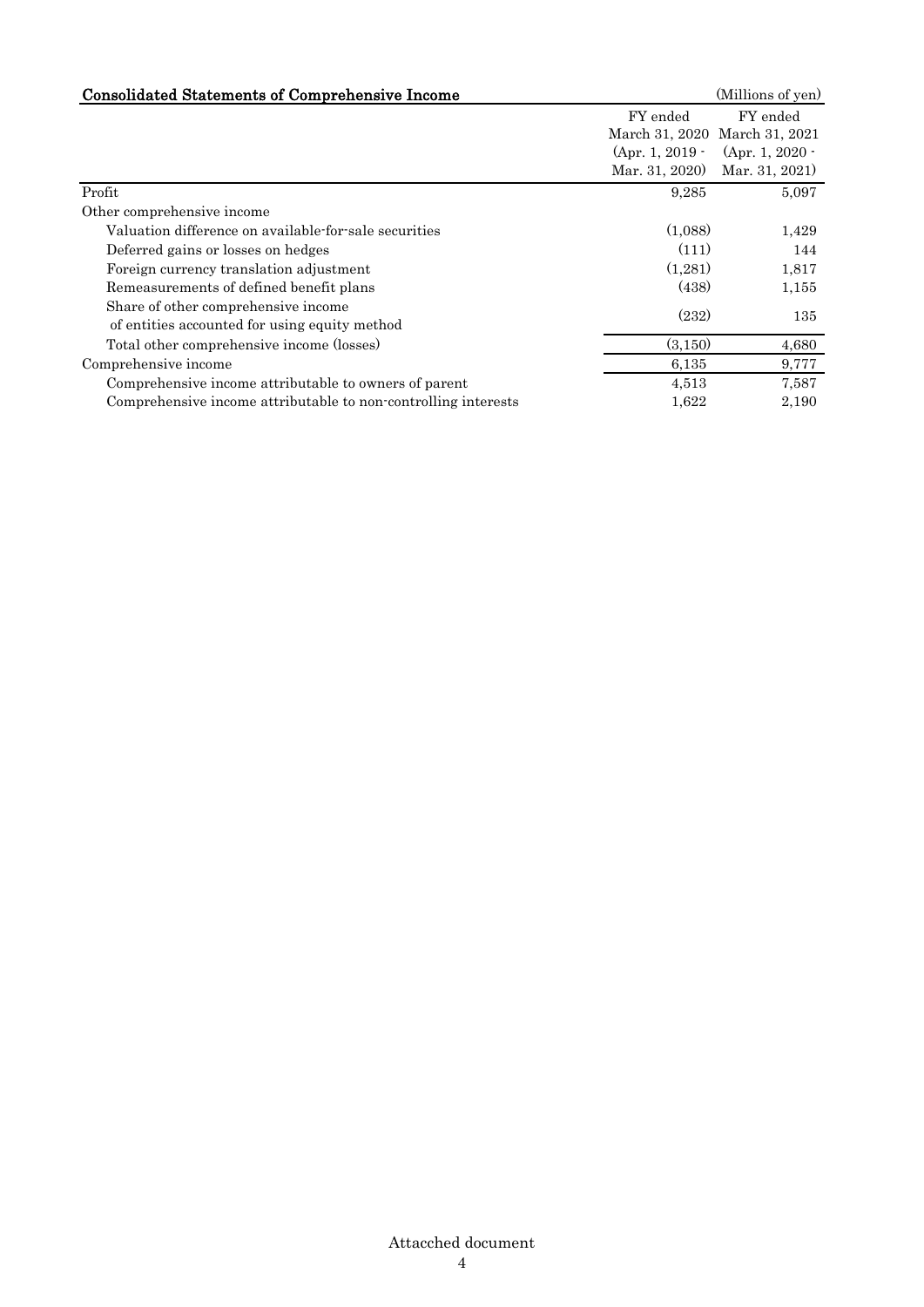## Consolidated Statements of Comprehensive Income

(Millions of yen)

| | FY ended March 31, 2020 (Apr. 1, 2019 - Mar. 31, 2020) | FY ended March 31, 2021 (Apr. 1, 2020 - Mar. 31, 2021) |
|---|---|---|
| Profit | 9,285 | 5,097 |
| Other comprehensive income | | |
| Valuation difference on available-for-sale securities | (1,088) | 1,429 |
| Deferred gains or losses on hedges | (111) | 144 |
| Foreign currency translation adjustment | (1,281) | 1,817 |
| Remeasurements of defined benefit plans | (438) | 1,155 |
| Share of other comprehensive income of entities accounted for using equity method | (232) | 135 |
| Total other comprehensive income (losses) | (3,150) | 4,680 |
| Comprehensive income | 6,135 | 9,777 |
| Comprehensive income attributable to owners of parent | 4,513 | 7,587 |
| Comprehensive income attributable to non-controlling interests | 1,622 | 2,190 |

Attacched document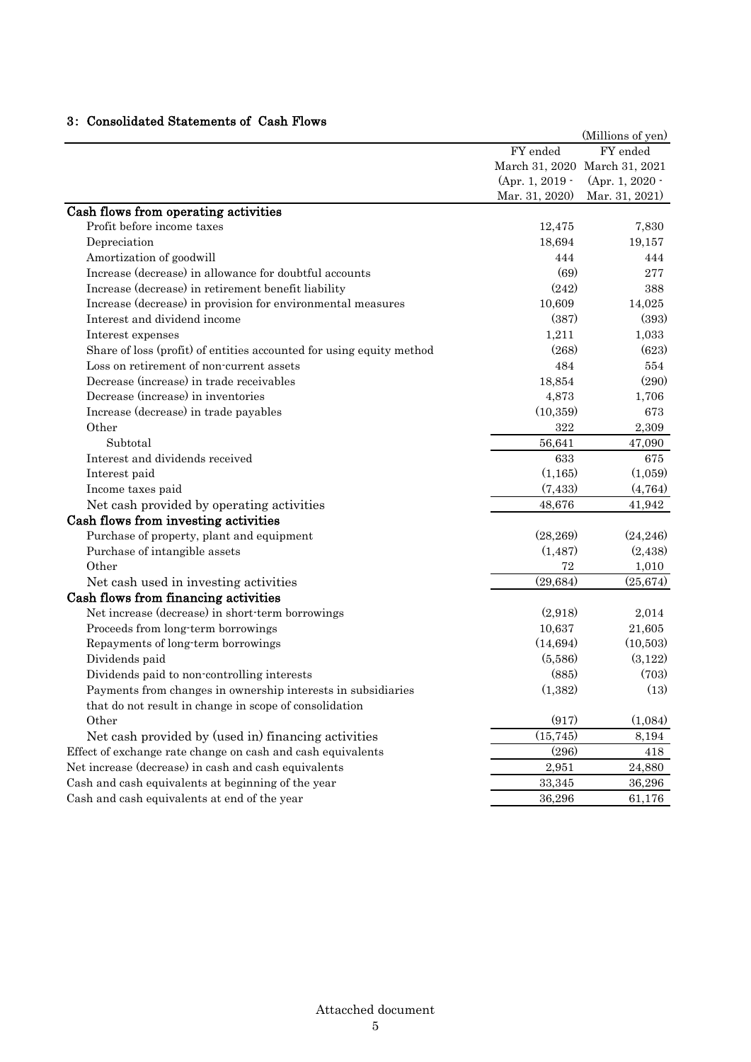## 3: Consolidated Statements of Cash Flows

(Millions of yen)

| | FY ended March 31, 2020 (Apr. 1, 2019 - Mar. 31, 2020) | FY ended March 31, 2021 (Apr. 1, 2020 - Mar. 31, 2021) |
|---|---|---|
| **Cash flows from operating activities** | | |
| Profit before income taxes | 12,475 | 7,830 |
| Depreciation | 18,694 | 19,157 |
| Amortization of goodwill | 444 | 444 |
| Increase (decrease) in allowance for doubtful accounts | (69) | 277 |
| Increase (decrease) in retirement benefit liability | (242) | 388 |
| Increase (decrease) in provision for environmental measures | 10,609 | 14,025 |
| Interest and dividend income | (387) | (393) |
| Interest expenses | 1,211 | 1,033 |
| Share of loss (profit) of entities accounted for using equity method | (268) | (623) |
| Loss on retirement of non-current assets | 484 | 554 |
| Decrease (increase) in trade receivables | 18,854 | (290) |
| Decrease (increase) in inventories | 4,873 | 1,706 |
| Increase (decrease) in trade payables | (10,359) | 673 |
| Other | 322 | 2,309 |
| Subtotal | 56,641 | 47,090 |
| Interest and dividends received | 633 | 675 |
| Interest paid | (1,165) | (1,059) |
| Income taxes paid | (7,433) | (4,764) |
| Net cash provided by operating activities | 48,676 | 41,942 |
| **Cash flows from investing activities** | | |
| Purchase of property, plant and equipment | (28,269) | (24,246) |
| Purchase of intangible assets | (1,487) | (2,438) |
| Other | 72 | 1,010 |
| Net cash used in investing activities | (29,684) | (25,674) |
| **Cash flows from financing activities** | | |
| Net increase (decrease) in short-term borrowings | (2,918) | 2,014 |
| Proceeds from long-term borrowings | 10,637 | 21,605 |
| Repayments of long-term borrowings | (14,694) | (10,503) |
| Dividends paid | (5,586) | (3,122) |
| Dividends paid to non-controlling interests | (885) | (703) |
| Payments from changes in ownership interests in subsidiaries that do not result in change in scope of consolidation | (1,382) | (13) |
| Other | (917) | (1,084) |
| Net cash provided by (used in) financing activities | (15,745) | 8,194 |
| Effect of exchange rate change on cash and cash equivalents | (296) | 418 |
| Net increase (decrease) in cash and cash equivalents | 2,951 | 24,880 |
| Cash and cash equivalents at beginning of the year | 33,345 | 36,296 |
| Cash and cash equivalents at end of the year | 36,296 | 61,176 |

Attacched document